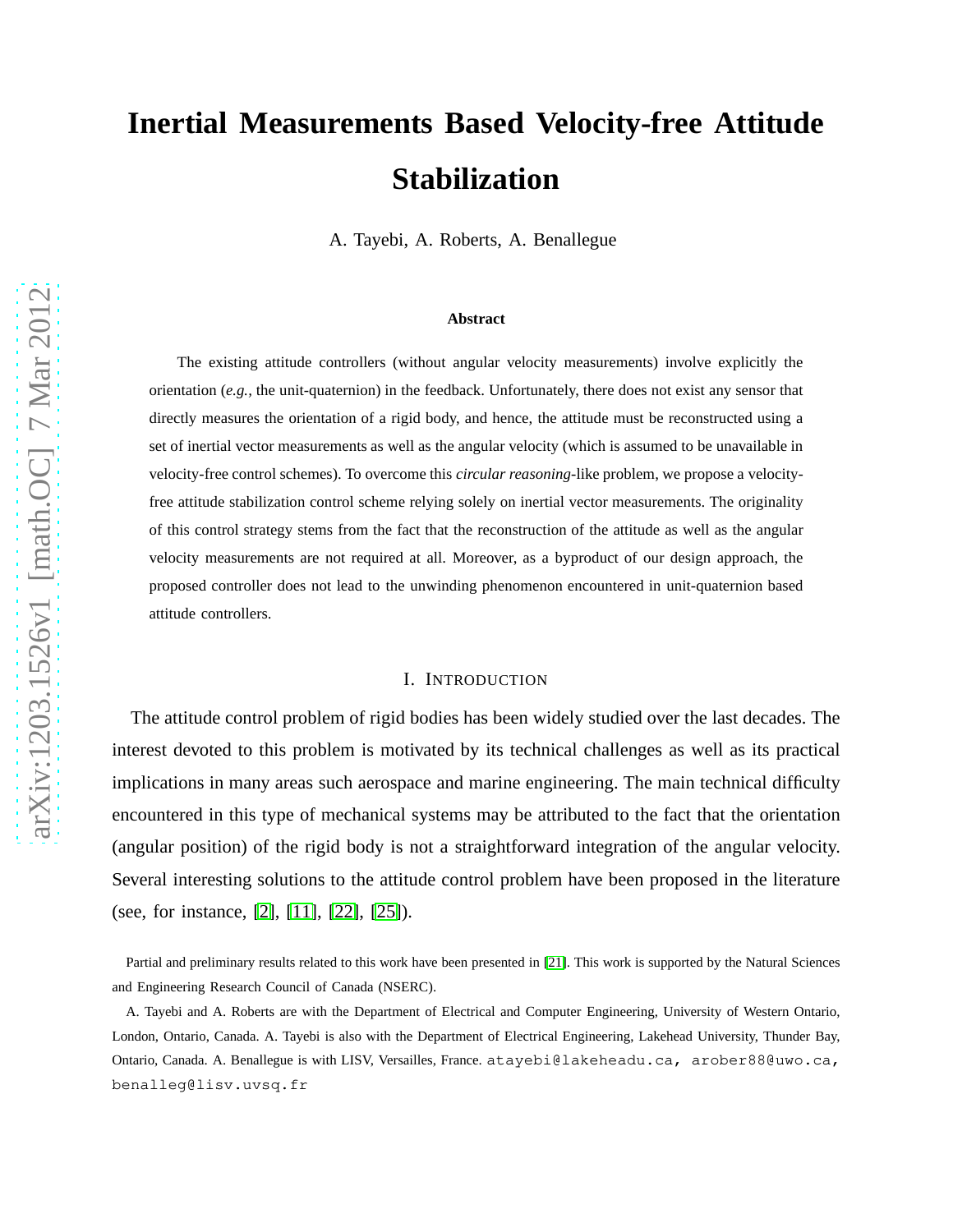# Inertial Measurements Based Velocity-free Attitude Stabilization

A. Tayebi, A. Roberts, A. Benallegue

### Abstract

The existing attitude controllers (without angular velocity measurements) involve explicitly the orientation (*e.g.,* the unit-quaternion) in the feedback. Unfortunately, there does not exist any sensor that directly measures the orientation of a rigid body, and hence, the attitude must be reconstructed using a set of inertial vector measurements as well as the angular velocity (which is assumed to be unavailable in velocity-free control schemes). To overcome this *circular reasoning*-like problem, we propose a velocity-free attitude stabilization control scheme relying solely on inertial vector measurements. The originality of this control strategy stems from the fact that the reconstruction of the attitude as well as the angular velocity measurements are not required at all. Moreover, as a byproduct of our design approach, the proposed controller does not lead to the unwinding phenomenon encountered in unit-quaternion based attitude controllers.

## I. Introduction

The attitude control problem of rigid bodies has been widely studied over the last decades. The interest devoted to this problem is motivated by its technical challenges as well as its practical implications in many areas such aerospace and marine engineering. The main technical difficulty encountered in this type of mechanical systems may be attributed to the fact that the orientation (angular position) of the rigid body is not a straightforward integration of the angular velocity. Several interesting solutions to the attitude control problem have been proposed in the literature (see, for instance, [2], [11], [22], [25]).

Partial and preliminary results related to this work have been presented in [21]. This work is supported by the Natural Sciences and Engineering Research Council of Canada (NSERC).

A. Tayebi and A. Roberts are with the Department of Electrical and Computer Engineering, University of Western Ontario, London, Ontario, Canada. A. Tayebi is also with the Department of Electrical Engineering, Lakehead University, Thunder Bay, Ontario, Canada. A. Benallegue is with LISV, Versailles, France. atayebi@lakeheadu.ca, arober88@uwo.ca, benalleg@lisv.uvsq.fr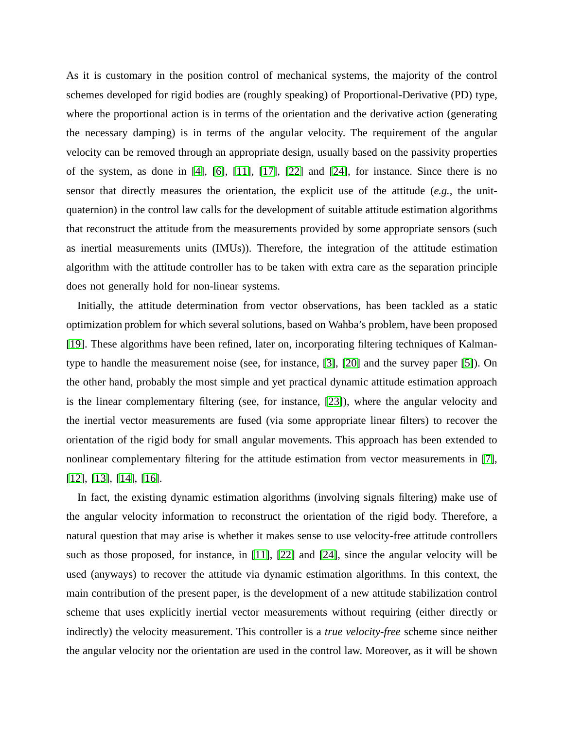As it is customary in the position control of mechanical systems, the majority of the control schemes developed for rigid bodies are (roughly speaking) of Proportional-Derivative (PD) type, where the proportional action is in terms of the orientation and the derivative action (generating the necessary damping) is in terms of the angular velocity. The requirement of the angular velocity can be removed through an appropriate design, usually based on the passivity properties of the system, as done in [4], [6], [11], [17], [22] and [24], for instance. Since there is no sensor that directly measures the orientation, the explicit use of the attitude (*e.g.*, the unit-quaternion) in the control law calls for the development of suitable attitude estimation algorithms that reconstruct the attitude from the measurements provided by some appropriate sensors (such as inertial measurements units (IMUs)). Therefore, the integration of the attitude estimation algorithm with the attitude controller has to be taken with extra care as the separation principle does not generally hold for non-linear systems.

Initially, the attitude determination from vector observations, has been tackled as a static optimization problem for which several solutions, based on Wahba's problem, have been proposed [19]. These algorithms have been refined, later on, incorporating filtering techniques of Kalman-type to handle the measurement noise (see, for instance, [3], [20] and the survey paper [5]). On the other hand, probably the most simple and yet practical dynamic attitude estimation approach is the linear complementary filtering (see, for instance, [23]), where the angular velocity and the inertial vector measurements are fused (via some appropriate linear filters) to recover the orientation of the rigid body for small angular movements. This approach has been extended to nonlinear complementary filtering for the attitude estimation from vector measurements in [7], [12], [13], [14], [16].

In fact, the existing dynamic estimation algorithms (involving signals filtering) make use of the angular velocity information to reconstruct the orientation of the rigid body. Therefore, a natural question that may arise is whether it makes sense to use velocity-free attitude controllers such as those proposed, for instance, in [11], [22] and [24], since the angular velocity will be used (anyways) to recover the attitude via dynamic estimation algorithms. In this context, the main contribution of the present paper, is the development of a new attitude stabilization control scheme that uses explicitly inertial vector measurements without requiring (either directly or indirectly) the velocity measurement. This controller is a *true velocity-free* scheme since neither the angular velocity nor the orientation are used in the control law. Moreover, as it will be shown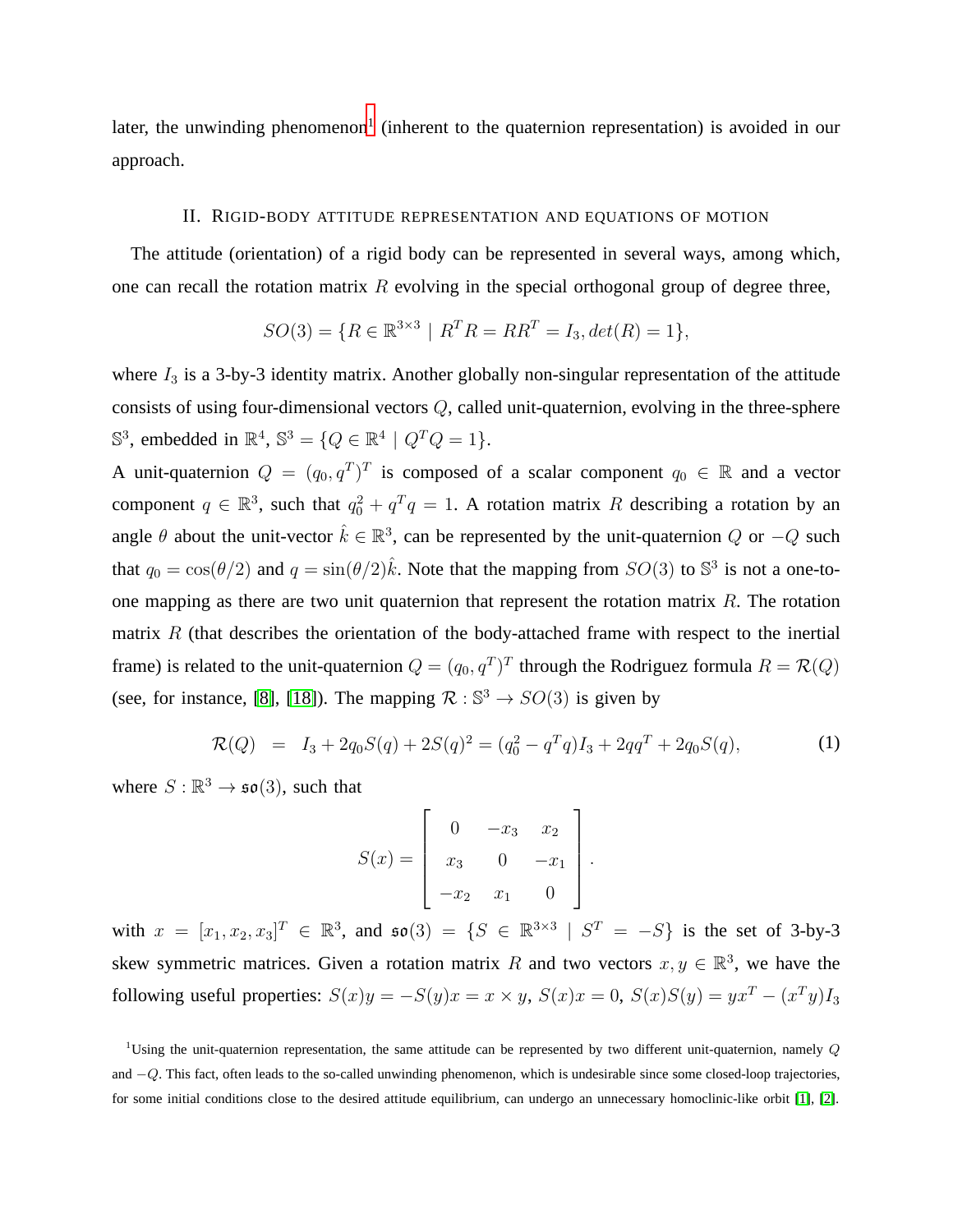later, the unwinding phenomenon[1] (inherent to the quaternion representation) is avoided in our approach.

## II. Rigid-body attitude representation and equations of motion

The attitude (orientation) of a rigid body can be represented in several ways, among which, one can recall the rotation matrix $R$ evolving in the special orthogonal group of degree three,

$$SO(3) = \{R \in \mathbb{R}^{3\times 3} \mid R^T R = RR^T = I_3, det(R) = 1\},$$

where $I_3$ is a 3-by-3 identity matrix. Another globally non-singular representation of the attitude consists of using four-dimensional vectors $Q$, called unit-quaternion, evolving in the three-sphere $\mathbb{S}^3$, embedded in $\mathbb{R}^4$, $\mathbb{S}^3 = \{Q \in \mathbb{R}^4 \mid Q^T Q = 1\}$.

A unit-quaternion $Q = (q_0, q^T)^T$ is composed of a scalar component $q_0 \in \mathbb{R}$ and a vector component $q \in \mathbb{R}^3$, such that $q_0^2 + q^T q = 1$. A rotation matrix $R$ describing a rotation by an angle $\theta$ about the unit-vector $\hat{k} \in \mathbb{R}^3$, can be represented by the unit-quaternion $Q$ or $-Q$ such that $q_0 = \cos(\theta/2)$ and $q = \sin(\theta/2)\hat{k}$. Note that the mapping from $SO(3)$ to $\mathbb{S}^3$ is not a one-to-one mapping as there are two unit quaternion that represent the rotation matrix $R$. The rotation matrix $R$ (that describes the orientation of the body-attached frame with respect to the inertial frame) is related to the unit-quaternion $Q = (q_0, q^T)^T$ through the Rodriguez formula $R = \mathcal{R}(Q)$ (see, for instance, [8], [18]). The mapping $\mathcal{R} : \mathbb{S}^3 \to SO(3)$ is given by

$$\mathcal{R}(Q) = I_3 + 2q_0 S(q) + 2S(q)^2 = (q_0^2 - q^T q)I_3 + 2qq^T + 2q_0 S(q), \tag{1}$$

where $S : \mathbb{R}^3 \to \mathfrak{so}(3)$, such that

$$S(x) = \begin{bmatrix} 0 & -x_3 & x_2 \\ x_3 & 0 & -x_1 \\ -x_2 & x_1 & 0 \end{bmatrix}.$$

with $x = [x_1, x_2, x_3]^T \in \mathbb{R}^3$, and $\mathfrak{so}(3) = \{S \in \mathbb{R}^{3\times 3} \mid S^T = -S\}$ is the set of 3-by-3 skew symmetric matrices. Given a rotation matrix $R$ and two vectors $x, y \in \mathbb{R}^3$, we have the following useful properties: $S(x)y = -S(y)x = x \times y$, $S(x)x = 0$, $S(x)S(y) = yx^T - (x^T y)I_3$

[1]Using the unit-quaternion representation, the same attitude can be represented by two different unit-quaternion, namely $Q$ and $-Q$. This fact, often leads to the so-called unwinding phenomenon, which is undesirable since some closed-loop trajectories, for some initial conditions close to the desired attitude equilibrium, can undergo an unnecessary homoclinic-like orbit [1], [2].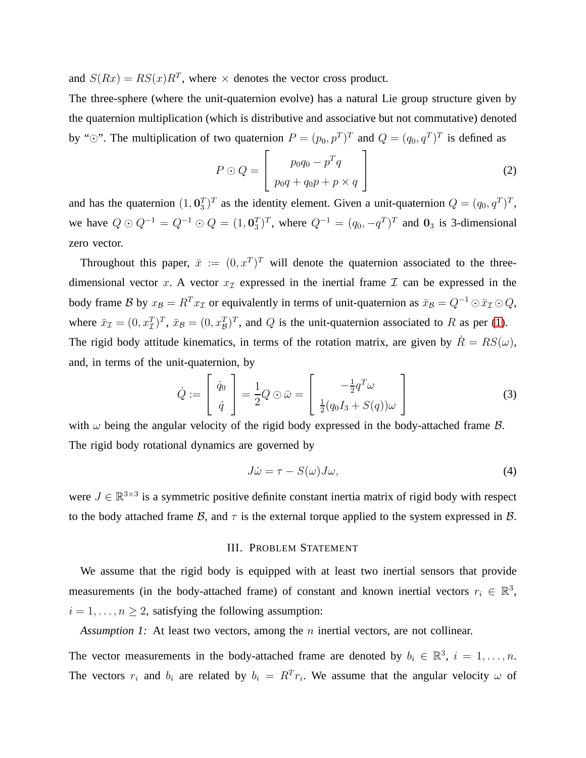and $S(Rx) = RS(x)R^T$, where $\times$ denotes the vector cross product.

The three-sphere (where the unit-quaternion evolve) has a natural Lie group structure given by the quaternion multiplication (which is distributive and associative but not commutative) denoted by "$\odot$". The multiplication of two quaternion $P = (p_0, p^T)^T$ and $Q = (q_0, q^T)^T$ is defined as

$$
P \odot Q = \begin{bmatrix} p_0 q_0 - p^T q \\ p_0 q + q_0 p + p \times q \end{bmatrix} \tag{2}
$$

and has the quaternion $(1, \mathbf{0}_3^T)^T$ as the identity element. Given a unit-quaternion $Q = (q_0, q^T)^T$, we have $Q \odot Q^{-1} = Q^{-1} \odot Q = (1, \mathbf{0}_3^T)^T$, where $Q^{-1} = (q_0, -q^T)^T$ and $\mathbf{0}_3$ is 3-dimensional zero vector.

Throughout this paper, $\bar{x} := (0, x^T)^T$ will denote the quaternion associated to the three-dimensional vector $x$. A vector $x_{\mathcal{I}}$ expressed in the inertial frame $\mathcal{I}$ can be expressed in the body frame $\mathcal{B}$ by $x_{\mathcal{B}} = R^T x_{\mathcal{I}}$ or equivalently in terms of unit-quaternion as $\bar{x}_{\mathcal{B}} = Q^{-1} \odot \bar{x}_{\mathcal{I}} \odot Q$, where $\bar{x}_{\mathcal{I}} = (0, x_{\mathcal{I}}^T)^T$, $\bar{x}_{\mathcal{B}} = (0, x_{\mathcal{B}}^T)^T$, and $Q$ is the unit-quaternion associated to $R$ as per (1).

The rigid body attitude kinematics, in terms of the rotation matrix, are given by $\dot{R} = RS(\omega)$, and, in terms of the unit-quaternion, by

$$
\dot{Q} := \begin{bmatrix} \dot{q}_0 \\ \dot{q} \end{bmatrix} = \frac{1}{2} Q \odot \bar{\omega} = \begin{bmatrix} -\frac{1}{2} q^T \omega \\ \frac{1}{2}(q_0 I_3 + S(q))\omega \end{bmatrix} \tag{3}
$$

with $\omega$ being the angular velocity of the rigid body expressed in the body-attached frame $\mathcal{B}$.

The rigid body rotational dynamics are governed by

$$
J\dot{\omega} = \tau - S(\omega) J \omega, \tag{4}
$$

were $J \in \mathbb{R}^{3\times3}$ is a symmetric positive definite constant inertia matrix of rigid body with respect to the body attached frame $\mathcal{B}$, and $\tau$ is the external torque applied to the system expressed in $\mathcal{B}$.

## III. Problem Statement

We assume that the rigid body is equipped with at least two inertial sensors that provide measurements (in the body-attached frame) of constant and known inertial vectors $r_i \in \mathbb{R}^3$, $i = 1, \ldots, n \geq 2$, satisfying the following assumption:

*Assumption 1:* At least two vectors, among the $n$ inertial vectors, are not collinear.

The vector measurements in the body-attached frame are denoted by $b_i \in \mathbb{R}^3$, $i = 1, \ldots, n$. The vectors $r_i$ and $b_i$ are related by $b_i = R^T r_i$. We assume that the angular velocity $\omega$ of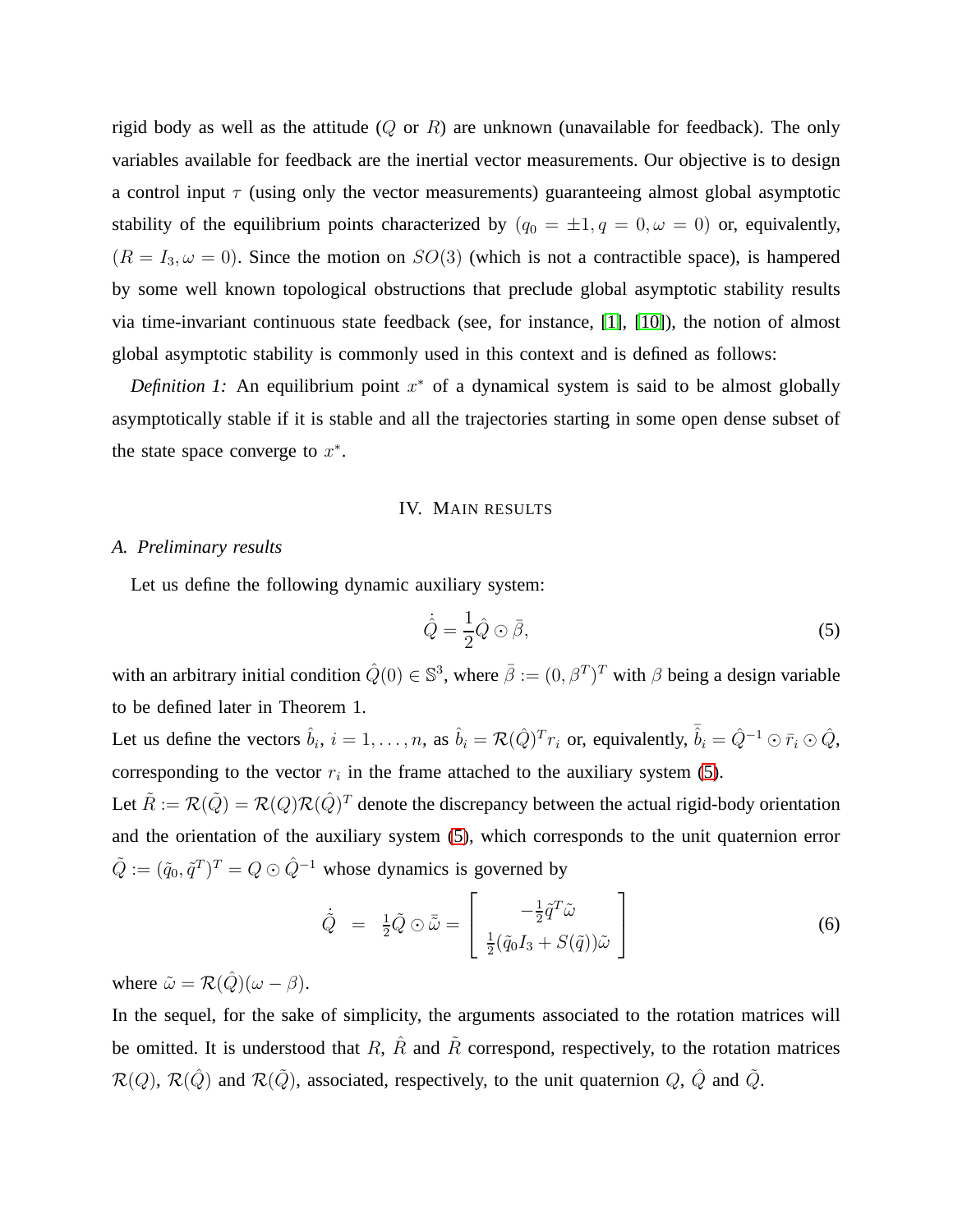rigid body as well as the attitude ($Q$ or $R$) are unknown (unavailable for feedback). The only variables available for feedback are the inertial vector measurements. Our objective is to design a control input $\tau$ (using only the vector measurements) guaranteeing almost global asymptotic stability of the equilibrium points characterized by $(q_0 = \pm 1, q = 0, \omega = 0)$ or, equivalently, $(R = I_3, \omega = 0)$. Since the motion on $SO(3)$ (which is not a contractible space), is hampered by some well known topological obstructions that preclude global asymptotic stability results via time-invariant continuous state feedback (see, for instance, [1], [10]), the notion of almost global asymptotic stability is commonly used in this context and is defined as follows:

*Definition 1:* An equilibrium point $x^*$ of a dynamical system is said to be almost globally asymptotically stable if it is stable and all the trajectories starting in some open dense subset of the state space converge to $x^*$.

## IV. Main results

### A. Preliminary results

Let us define the following dynamic auxiliary system:

$$\dot{\hat{Q}} = \frac{1}{2}\hat{Q} \odot \bar{\beta}, \tag{5}$$

with an arbitrary initial condition $\hat{Q}(0) \in \mathbb{S}^3$, where $\bar{\beta} := (0, \beta^T)^T$ with $\beta$ being a design variable to be defined later in Theorem 1.

Let us define the vectors $\hat{b}_i$, $i = 1, \ldots, n$, as $\hat{b}_i = \mathcal{R}(\hat{Q})^T r_i$ or, equivalently, $\bar{\hat{b}}_i = \hat{Q}^{-1} \odot \bar{r}_i \odot \hat{Q}$, corresponding to the vector $r_i$ in the frame attached to the auxiliary system (5).

Let $\tilde{R} := \mathcal{R}(\tilde{Q}) = \mathcal{R}(Q)\mathcal{R}(\hat{Q})^T$ denote the discrepancy between the actual rigid-body orientation and the orientation of the auxiliary system (5), which corresponds to the unit quaternion error $\tilde{Q} := (\tilde{q}_0, \tilde{q}^T)^T = Q \odot \hat{Q}^{-1}$ whose dynamics is governed by

$$\dot{\tilde{Q}} = \tfrac{1}{2}\tilde{Q} \odot \bar{\tilde{\omega}} = \begin{bmatrix} -\frac{1}{2}\tilde{q}^T\tilde{\omega} \\ \frac{1}{2}(\tilde{q}_0 I_3 + S(\tilde{q}))\tilde{\omega} \end{bmatrix} \tag{6}$$

where $\tilde{\omega} = \mathcal{R}(\hat{Q})(\omega - \beta)$.

In the sequel, for the sake of simplicity, the arguments associated to the rotation matrices will be omitted. It is understood that $R$, $\hat{R}$ and $\tilde{R}$ correspond, respectively, to the rotation matrices $\mathcal{R}(Q)$, $\mathcal{R}(\hat{Q})$ and $\mathcal{R}(\tilde{Q})$, associated, respectively, to the unit quaternion $Q$, $\hat{Q}$ and $\tilde{Q}$.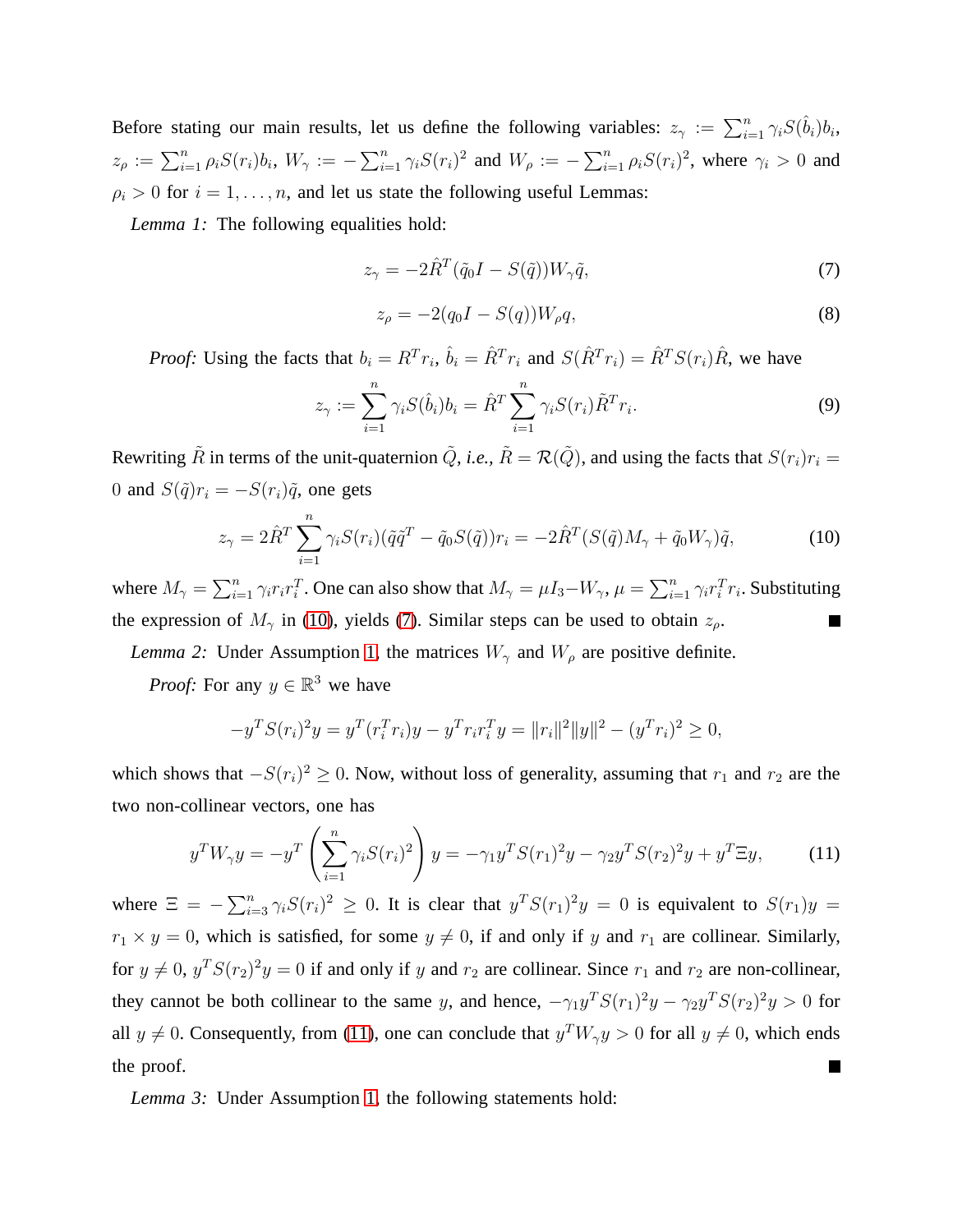Before stating our main results, let us define the following variables: $z_\gamma := \sum_{i=1}^n \gamma_i S(\hat{b}_i) b_i$, $z_\rho := \sum_{i=1}^n \rho_i S(r_i) b_i$, $W_\gamma := -\sum_{i=1}^n \gamma_i S(r_i)^2$ and $W_\rho := -\sum_{i=1}^n \rho_i S(r_i)^2$, where $\gamma_i > 0$ and $\rho_i > 0$ for $i = 1, \ldots, n$, and let us state the following useful Lemmas:

*Lemma 1:* The following equalities hold:

$$z_\gamma = -2\hat{R}^T(\tilde{q}_0 I - S(\tilde{q}))W_\gamma \tilde{q}, \tag{7}$$

$$z_\rho = -2(q_0 I - S(q))W_\rho q, \tag{8}$$

*Proof:* Using the facts that $b_i = R^T r_i$, $\hat{b}_i = \hat{R}^T r_i$ and $S(\hat{R}^T r_i) = \hat{R}^T S(r_i)\hat{R}$, we have

$$z_\gamma := \sum_{i=1}^n \gamma_i S(\hat{b}_i) b_i = \hat{R}^T \sum_{i=1}^n \gamma_i S(r_i) \tilde{R}^T r_i. \tag{9}$$

Rewriting $\tilde{R}$ in terms of the unit-quaternion $\tilde{Q}$, *i.e.*, $\tilde{R} = \mathcal{R}(\tilde{Q})$, and using the facts that $S(r_i)r_i = 0$ and $S(\tilde{q})r_i = -S(r_i)\tilde{q}$, one gets

$$z_\gamma = 2\hat{R}^T \sum_{i=1}^n \gamma_i S(r_i)(\tilde{q}\tilde{q}^T - \tilde{q}_0 S(\tilde{q}))r_i = -2\hat{R}^T(S(\tilde{q})M_\gamma + \tilde{q}_0 W_\gamma)\tilde{q}, \tag{10}$$

where $M_\gamma = \sum_{i=1}^n \gamma_i r_i r_i^T$. One can also show that $M_\gamma = \mu I_3 - W_\gamma$, $\mu = \sum_{i=1}^n \gamma_i r_i^T r_i$. Substituting the expression of $M_\gamma$ in (10), yields (7). Similar steps can be used to obtain $z_\rho$. ∎

*Lemma 2:* Under Assumption 1, the matrices $W_\gamma$ and $W_\rho$ are positive definite.

*Proof:* For any $y \in \mathbb{R}^3$ we have

$$-y^T S(r_i)^2 y = y^T(r_i^T r_i)y - y^T r_i r_i^T y = \|r_i\|^2\|y\|^2 - (y^T r_i)^2 \geq 0,$$

which shows that $-S(r_i)^2 \geq 0$. Now, without loss of generality, assuming that $r_1$ and $r_2$ are the two non-collinear vectors, one has

$$y^T W_\gamma y = -y^T\left(\sum_{i=1}^n \gamma_i S(r_i)^2\right)y = -\gamma_1 y^T S(r_1)^2 y - \gamma_2 y^T S(r_2)^2 y + y^T \Xi y, \tag{11}$$

where $\Xi = -\sum_{i=3}^n \gamma_i S(r_i)^2 \geq 0$. It is clear that $y^T S(r_1)^2 y = 0$ is equivalent to $S(r_1)y = r_1 \times y = 0$, which is satisfied, for some $y \neq 0$, if and only if $y$ and $r_1$ are collinear. Similarly, for $y \neq 0$, $y^T S(r_2)^2 y = 0$ if and only if $y$ and $r_2$ are collinear. Since $r_1$ and $r_2$ are non-collinear, they cannot be both collinear to the same $y$, and hence, $-\gamma_1 y^T S(r_1)^2 y - \gamma_2 y^T S(r_2)^2 y > 0$ for all $y \neq 0$. Consequently, from (11), one can conclude that $y^T W_\gamma y > 0$ for all $y \neq 0$, which ends the proof. ∎

*Lemma 3:* Under Assumption 1, the following statements hold: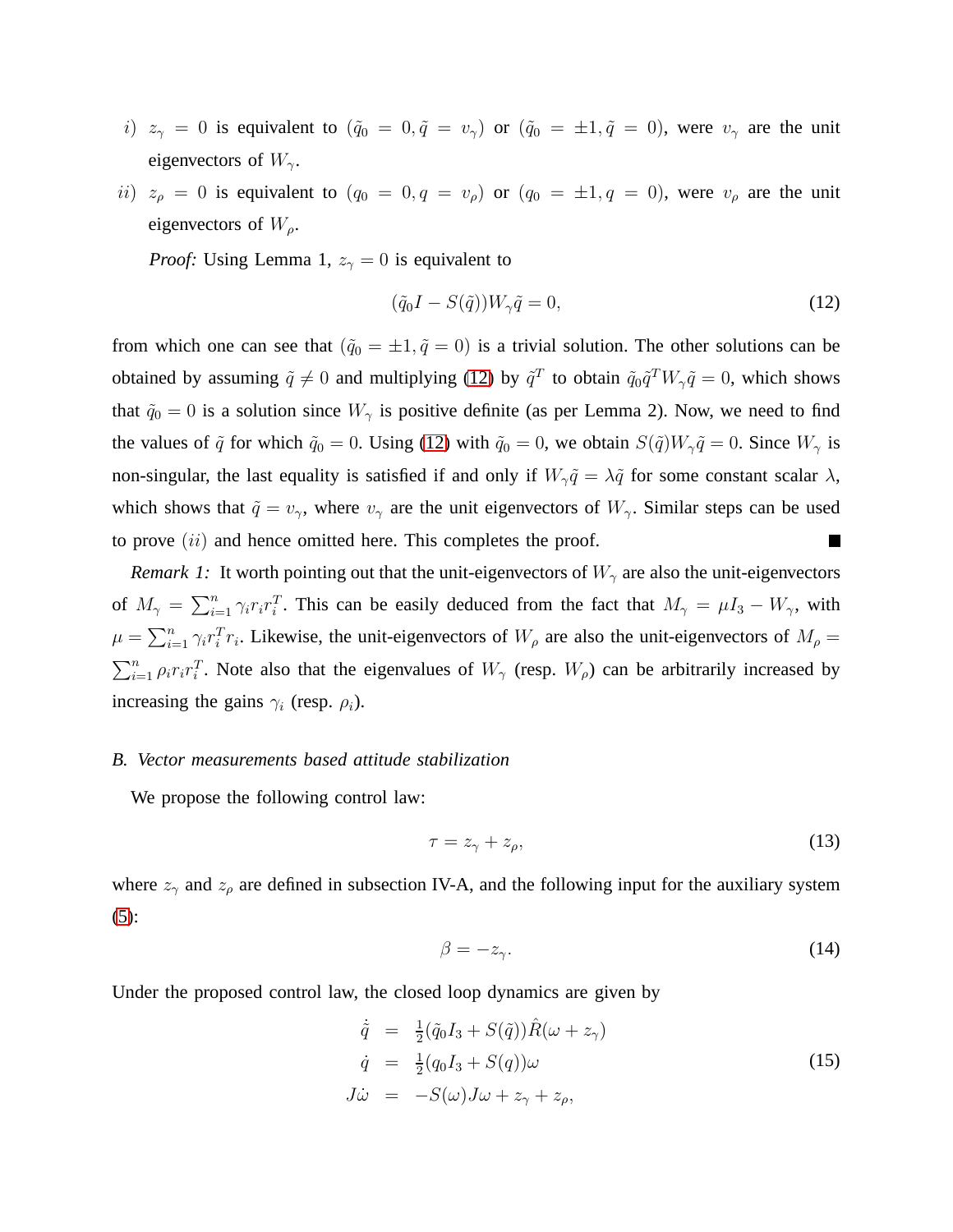$i)$ $z_\gamma = 0$ is equivalent to $(\tilde{q}_0 = 0, \tilde{q} = v_\gamma)$ or $(\tilde{q}_0 = \pm 1, \tilde{q} = 0)$, were $v_\gamma$ are the unit eigenvectors of $W_\gamma$.

$ii)$ $z_\rho = 0$ is equivalent to $(q_0 = 0, q = v_\rho)$ or $(q_0 = \pm 1, q = 0)$, were $v_\rho$ are the unit eigenvectors of $W_\rho$.

*Proof:* Using Lemma 1, $z_\gamma = 0$ is equivalent to

$$(\tilde{q}_0 I - S(\tilde{q}))W_\gamma \tilde{q} = 0, \tag{12}$$

from which one can see that $(\tilde{q}_0 = \pm 1, \tilde{q} = 0)$ is a trivial solution. The other solutions can be obtained by assuming $\tilde{q} \neq 0$ and multiplying (12) by $\tilde{q}^T$ to obtain $\tilde{q}_0 \tilde{q}^T W_\gamma \tilde{q} = 0$, which shows that $\tilde{q}_0 = 0$ is a solution since $W_\gamma$ is positive definite (as per Lemma 2). Now, we need to find the values of $\tilde{q}$ for which $\tilde{q}_0 = 0$. Using (12) with $\tilde{q}_0 = 0$, we obtain $S(\tilde{q})W_\gamma \tilde{q} = 0$. Since $W_\gamma$ is non-singular, the last equality is satisfied if and only if $W_\gamma \tilde{q} = \lambda \tilde{q}$ for some constant scalar $\lambda$, which shows that $\tilde{q} = v_\gamma$, where $v_\gamma$ are the unit eigenvectors of $W_\gamma$. Similar steps can be used to prove $(ii)$ and hence omitted here. This completes the proof. ■

*Remark 1:* It worth pointing out that the unit-eigenvectors of $W_\gamma$ are also the unit-eigenvectors of $M_\gamma = \sum_{i=1}^{n} \gamma_i r_i r_i^T$. This can be easily deduced from the fact that $M_\gamma = \mu I_3 - W_\gamma$, with $\mu = \sum_{i=1}^{n} \gamma_i r_i^T r_i$. Likewise, the unit-eigenvectors of $W_\rho$ are also the unit-eigenvectors of $M_\rho = \sum_{i=1}^{n} \rho_i r_i r_i^T$. Note also that the eigenvalues of $W_\gamma$ (resp. $W_\rho$) can be arbitrarily increased by increasing the gains $\gamma_i$ (resp. $\rho_i$).

### *B. Vector measurements based attitude stabilization*

We propose the following control law:

$$\tau = z_\gamma + z_\rho, \tag{13}$$

where $z_\gamma$ and $z_\rho$ are defined in subsection IV-A, and the following input for the auxiliary system (5):

$$\beta = -z_\gamma. \tag{14}$$

Under the proposed control law, the closed loop dynamics are given by

$$\begin{aligned}
\dot{\tilde{q}} &= \tfrac{1}{2}(\tilde{q}_0 I_3 + S(\tilde{q}))\hat{R}(\omega + z_\gamma) \\
\dot{q} &= \tfrac{1}{2}(q_0 I_3 + S(q))\omega \\
J\dot{\omega} &= -S(\omega)J\omega + z_\gamma + z_\rho,
\end{aligned} \tag{15}$$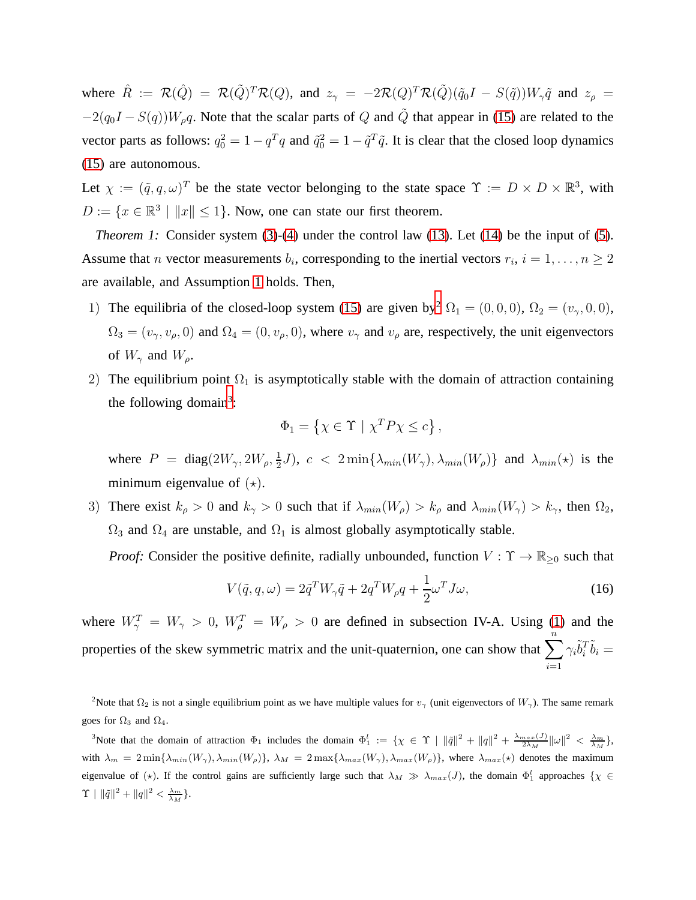where $\hat{R} := \mathcal{R}(\hat{Q}) = \mathcal{R}(\tilde{Q})^T\mathcal{R}(Q)$, and $z_\gamma = -2\mathcal{R}(Q)^T\mathcal{R}(\tilde{Q})(\tilde{q}_0 I - S(\tilde{q}))W_\gamma\tilde{q}$ and $z_\rho = -2(q_0 I - S(q))W_\rho q$. Note that the scalar parts of $Q$ and $\tilde{Q}$ that appear in (15) are related to the vector parts as follows: $q_0^2 = 1 - q^T q$ and $\tilde{q}_0^2 = 1 - \tilde{q}^T\tilde{q}$. It is clear that the closed loop dynamics (15) are autonomous.

Let $\chi := (\tilde{q}, q, \omega)^T$ be the state vector belonging to the state space $\Upsilon := D \times D \times \mathbb{R}^3$, with $D := \{x \in \mathbb{R}^3 \mid \|x\| \leq 1\}$. Now, one can state our first theorem.

*Theorem 1:* Consider system (3)-(4) under the control law (13). Let (14) be the input of (5). Assume that $n$ vector measurements $b_i$, corresponding to the inertial vectors $r_i$, $i = 1, \ldots, n \geq 2$ are available, and Assumption 1 holds. Then,

1) The equilibria of the closed-loop system (15) are given by[2] $\Omega_1 = (0, 0, 0)$, $\Omega_2 = (v_\gamma, 0, 0)$, $\Omega_3 = (v_\gamma, v_\rho, 0)$ and $\Omega_4 = (0, v_\rho, 0)$, where $v_\gamma$ and $v_\rho$ are, respectively, the unit eigenvectors of $W_\gamma$ and $W_\rho$.

2) The equilibrium point $\Omega_1$ is asymptotically stable with the domain of attraction containing the following domain[3]:

$$\Phi_1 = \left\{\chi \in \Upsilon \mid \chi^T P \chi \leq c\right\},$$

where $P = \text{diag}(2W_\gamma, 2W_\rho, \frac{1}{2}J)$, $c < 2\min\{\lambda_{min}(W_\gamma), \lambda_{min}(W_\rho)\}$ and $\lambda_{min}(\star)$ is the minimum eigenvalue of $(\star)$.

3) There exist $k_\rho > 0$ and $k_\gamma > 0$ such that if $\lambda_{min}(W_\rho) > k_\rho$ and $\lambda_{min}(W_\gamma) > k_\gamma$, then $\Omega_2$, $\Omega_3$ and $\Omega_4$ are unstable, and $\Omega_1$ is almost globally asymptotically stable.

*Proof:* Consider the positive definite, radially unbounded, function $V : \Upsilon \to \mathbb{R}_{\geq 0}$ such that

$$V(\tilde{q}, q, \omega) = 2\tilde{q}^T W_\gamma \tilde{q} + 2q^T W_\rho q + \frac{1}{2}\omega^T J\omega, \tag{16}$$

where $W_\gamma^T = W_\gamma > 0$, $W_\rho^T = W_\rho > 0$ are defined in subsection IV-A. Using (1) and the properties of the skew symmetric matrix and the unit-quaternion, one can show that $\sum_{i=1}^{n} \gamma_i \tilde{b}_i^T \tilde{b}_i =$

[2] Note that $\Omega_2$ is not a single equilibrium point as we have multiple values for $v_\gamma$ (unit eigenvectors of $W_\gamma$). The same remark goes for $\Omega_3$ and $\Omega_4$.

[3] Note that the domain of attraction $\Phi_1$ includes the domain $\Phi_1^l := \{\chi \in \Upsilon \mid \|\tilde{q}\|^2 + \|q\|^2 + \frac{\lambda_{max}(J)}{2\lambda_M}\|\omega\|^2 < \frac{\lambda_m}{\lambda_M}\}$, with $\lambda_m = 2\min\{\lambda_{min}(W_\gamma), \lambda_{min}(W_\rho)\}$, $\lambda_M = 2\max\{\lambda_{max}(W_\gamma), \lambda_{max}(W_\rho)\}$, where $\lambda_{max}(\star)$ denotes the maximum eigenvalue of $(\star)$. If the control gains are sufficiently large such that $\lambda_M \gg \lambda_{max}(J)$, the domain $\Phi_1^l$ approaches $\{\chi \in \Upsilon \mid \|\tilde{q}\|^2 + \|q\|^2 < \frac{\lambda_m}{\lambda_M}\}$.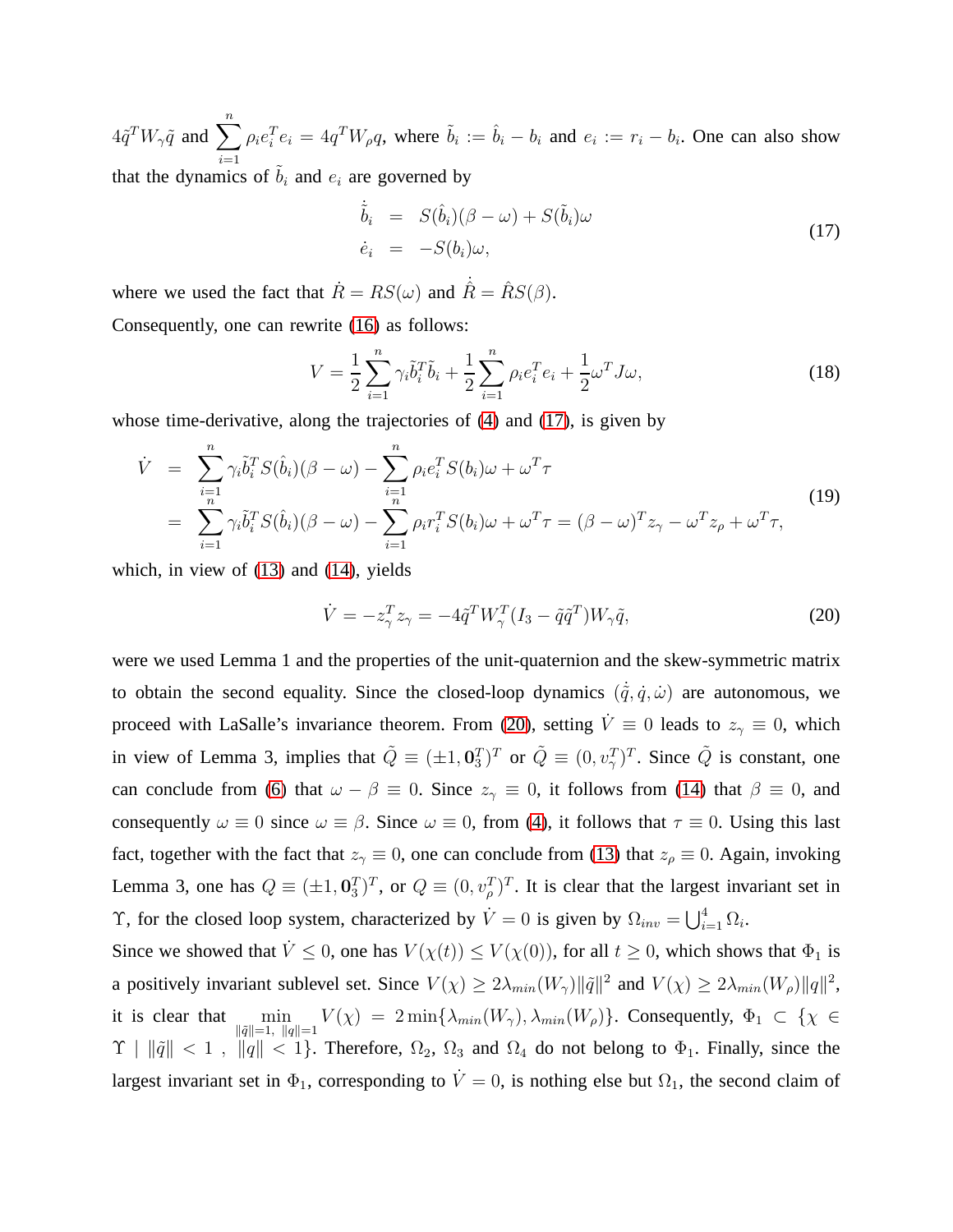$4\tilde{q}^T W_\gamma \tilde{q}$ and $\sum_{i=1}^{n} \rho_i e_i^T e_i = 4q^T W_\rho q$, where $\tilde{b}_i := \hat{b}_i - b_i$ and $e_i := r_i - b_i$. One can also show that the dynamics of $\tilde{b}_i$ and $e_i$ are governed by

$$
\begin{aligned}
\dot{\tilde{b}}_i &= S(\hat{b}_i)(\beta - \omega) + S(\tilde{b}_i)\omega \\
\dot{e}_i &= -S(b_i)\omega,
\end{aligned}
\tag{17}
$$

where we used the fact that $\dot{R} = RS(\omega)$ and $\dot{\hat{R}} = \hat{R}S(\beta)$.

Consequently, one can rewrite (16) as follows:

$$
V = \frac{1}{2}\sum_{i=1}^{n} \gamma_i \tilde{b}_i^T \tilde{b}_i + \frac{1}{2}\sum_{i=1}^{n} \rho_i e_i^T e_i + \frac{1}{2}\omega^T J \omega,
\tag{18}
$$

whose time-derivative, along the trajectories of (4) and (17), is given by

$$
\begin{aligned}
\dot{V} &= \sum_{i=1}^{n} \gamma_i \tilde{b}_i^T S(\hat{b}_i)(\beta - \omega) - \sum_{i=1}^{n} \rho_i e_i^T S(b_i)\omega + \omega^T \tau \\
&= \sum_{i=1}^{n} \gamma_i \tilde{b}_i^T S(\hat{b}_i)(\beta - \omega) - \sum_{i=1}^{n} \rho_i r_i^T S(b_i)\omega + \omega^T \tau = (\beta - \omega)^T z_\gamma - \omega^T z_\rho + \omega^T \tau,
\end{aligned}
\tag{19}
$$

which, in view of (13) and (14), yields

$$
\dot{V} = -z_\gamma^T z_\gamma = -4\tilde{q}^T W_\gamma^T (I_3 - \tilde{q}\tilde{q}^T) W_\gamma \tilde{q},
\tag{20}
$$

were we used Lemma 1 and the properties of the unit-quaternion and the skew-symmetric matrix to obtain the second equality. Since the closed-loop dynamics $(\dot{\tilde{q}}, \dot{q}, \dot{\omega})$ are autonomous, we proceed with LaSalle's invariance theorem. From (20), setting $\dot{V} \equiv 0$ leads to $z_\gamma \equiv 0$, which in view of Lemma 3, implies that $\tilde{Q} \equiv (\pm 1, \mathbf{0}_3^T)^T$ or $\tilde{Q} \equiv (0, v_\gamma^T)^T$. Since $\tilde{Q}$ is constant, one can conclude from (6) that $\omega - \beta \equiv 0$. Since $z_\gamma \equiv 0$, it follows from (14) that $\beta \equiv 0$, and consequently $\omega \equiv 0$ since $\omega \equiv \beta$. Since $\omega \equiv 0$, from (4), it follows that $\tau \equiv 0$. Using this last fact, together with the fact that $z_\gamma \equiv 0$, one can conclude from (13) that $z_\rho \equiv 0$. Again, invoking Lemma 3, one has $Q \equiv (\pm 1, \mathbf{0}_3^T)^T$, or $Q \equiv (0, v_\rho^T)^T$. It is clear that the largest invariant set in $\Upsilon$, for the closed loop system, characterized by $\dot{V} = 0$ is given by $\Omega_{inv} = \bigcup_{i=1}^{4} \Omega_i$.

Since we showed that $\dot{V} \leq 0$, one has $V(\chi(t)) \leq V(\chi(0))$, for all $t \geq 0$, which shows that $\Phi_1$ is a positively invariant sublevel set. Since $V(\chi) \geq 2\lambda_{min}(W_\gamma)\|\tilde{q}\|^2$ and $V(\chi) \geq 2\lambda_{min}(W_\rho)\|q\|^2$, it is clear that $\min_{\|\tilde{q}\|=1,\ \|q\|=1} V(\chi) = 2\min\{\lambda_{min}(W_\gamma), \lambda_{min}(W_\rho)\}$. Consequently, $\Phi_1 \subset \{\chi \in \Upsilon \mid \|\tilde{q}\| < 1\ ,\ \|q\| < 1\}$. Therefore, $\Omega_2$, $\Omega_3$ and $\Omega_4$ do not belong to $\Phi_1$. Finally, since the largest invariant set in $\Phi_1$, corresponding to $\dot{V} = 0$, is nothing else but $\Omega_1$, the second claim of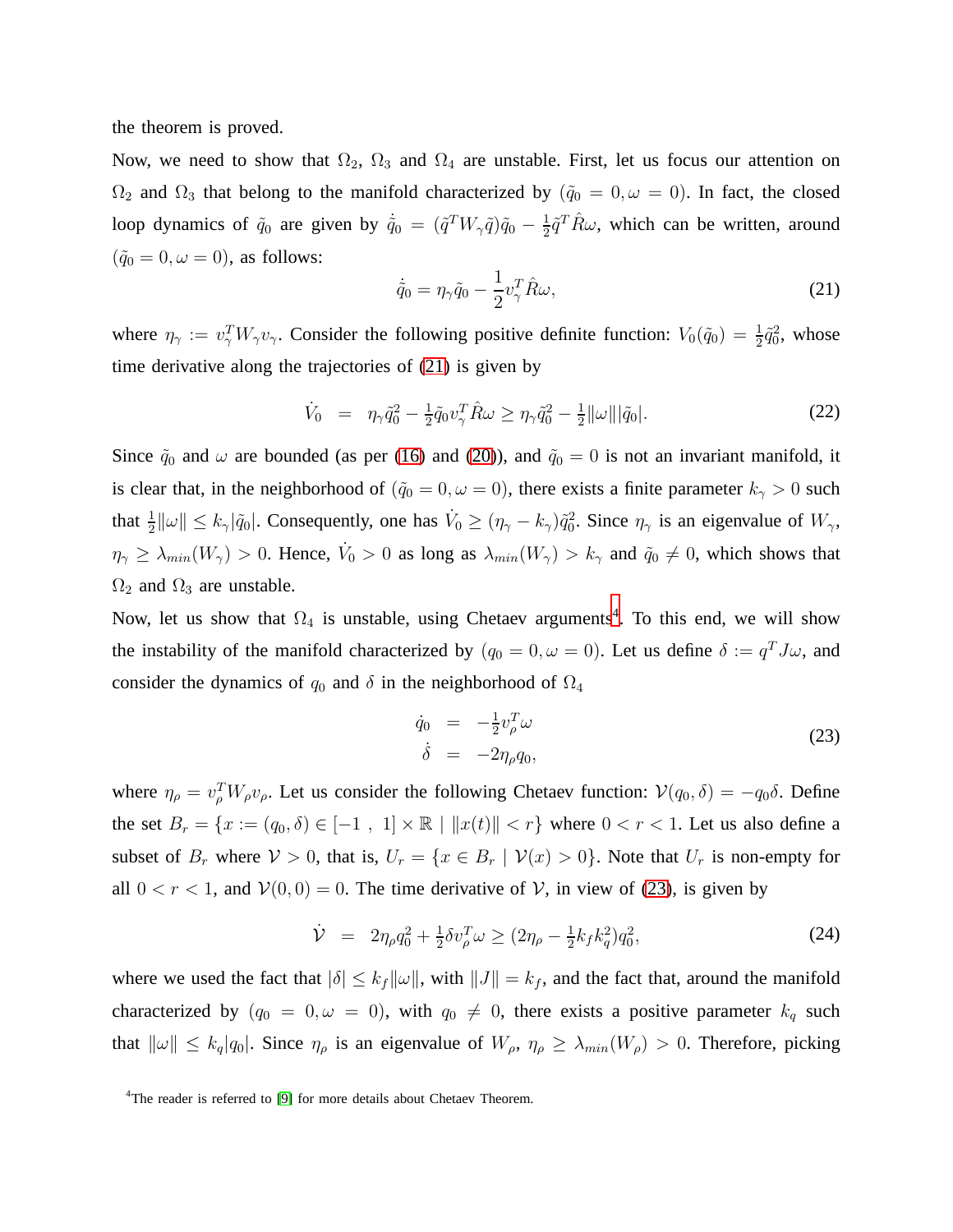the theorem is proved.

Now, we need to show that $\Omega_2$, $\Omega_3$ and $\Omega_4$ are unstable. First, let us focus our attention on $\Omega_2$ and $\Omega_3$ that belong to the manifold characterized by ($\tilde{q}_0 = 0, \omega = 0$). In fact, the closed loop dynamics of $\tilde{q}_0$ are given by $\dot{\tilde{q}}_0 = (\tilde{q}^T W_\gamma \tilde{q})\tilde{q}_0 - \frac{1}{2}\tilde{q}^T \hat{R}\omega$, which can be written, around ($\tilde{q}_0 = 0, \omega = 0$), as follows:

$$
\dot{\tilde{q}}_0 = \eta_\gamma \tilde{q}_0 - \frac{1}{2} v_\gamma^T \hat{R}\omega, \tag{21}
$$

where $\eta_\gamma := v_\gamma^T W_\gamma v_\gamma$. Consider the following positive definite function: $V_0(\tilde{q}_0) = \frac{1}{2}\tilde{q}_0^2$, whose time derivative along the trajectories of (21) is given by

$$
\dot{V}_0 \;\; = \;\; \eta_\gamma \tilde{q}_0^2 - \tfrac{1}{2}\tilde{q}_0 v_\gamma^T \hat{R}\omega \geq \eta_\gamma \tilde{q}_0^2 - \tfrac{1}{2}\|\omega\||\tilde{q}_0|. \tag{22}
$$

Since $\tilde{q}_0$ and $\omega$ are bounded (as per (16) and (20)), and $\tilde{q}_0 = 0$ is not an invariant manifold, it is clear that, in the neighborhood of ($\tilde{q}_0 = 0, \omega = 0$), there exists a finite parameter $k_\gamma > 0$ such that $\frac{1}{2}\|\omega\| \leq k_\gamma |\tilde{q}_0|$. Consequently, one has $\dot{V}_0 \geq (\eta_\gamma - k_\gamma)\tilde{q}_0^2$. Since $\eta_\gamma$ is an eigenvalue of $W_\gamma$, $\eta_\gamma \geq \lambda_{min}(W_\gamma) > 0$. Hence, $\dot{V}_0 > 0$ as long as $\lambda_{min}(W_\gamma) > k_\gamma$ and $\tilde{q}_0 \neq 0$, which shows that $\Omega_2$ and $\Omega_3$ are unstable.

Now, let us show that $\Omega_4$ is unstable, using Chetaev arguments[4]. To this end, we will show the instability of the manifold characterized by ($q_0 = 0, \omega = 0$). Let us define $\delta := q^T J\omega$, and consider the dynamics of $q_0$ and $\delta$ in the neighborhood of $\Omega_4$

$$
\begin{aligned}
\dot{q}_0 &= -\tfrac{1}{2} v_\rho^T \omega \\
\dot{\delta} &= -2\eta_\rho q_0,
\end{aligned} \tag{23}
$$

where $\eta_\rho = v_\rho^T W_\rho v_\rho$. Let us consider the following Chetaev function: $\mathcal{V}(q_0, \delta) = -q_0 \delta$. Define the set $B_r = \{x := (q_0, \delta) \in [-1 \; , \; 1] \times \mathbb{R} \mid \|x(t)\| < r\}$ where $0 < r < 1$. Let us also define a subset of $B_r$ where $\mathcal{V} > 0$, that is, $U_r = \{x \in B_r \mid \mathcal{V}(x) > 0\}$. Note that $U_r$ is non-empty for all $0 < r < 1$, and $\mathcal{V}(0, 0) = 0$. The time derivative of $\mathcal{V}$, in view of (23), is given by

$$
\dot{\mathcal{V}} \;\; = \;\; 2\eta_\rho q_0^2 + \tfrac{1}{2}\delta v_\rho^T \omega \geq (2\eta_\rho - \tfrac{1}{2}k_f k_q^2) q_0^2, \tag{24}
$$

where we used the fact that $|\delta| \leq k_f \|\omega\|$, with $\|J\| = k_f$, and the fact that, around the manifold characterized by ($q_0 = 0, \omega = 0$), with $q_0 \neq 0$, there exists a positive parameter $k_q$ such that $\|\omega\| \leq k_q |q_0|$. Since $\eta_\rho$ is an eigenvalue of $W_\rho$, $\eta_\rho \geq \lambda_{min}(W_\rho) > 0$. Therefore, picking

[4] The reader is referred to [9] for more details about Chetaev Theorem.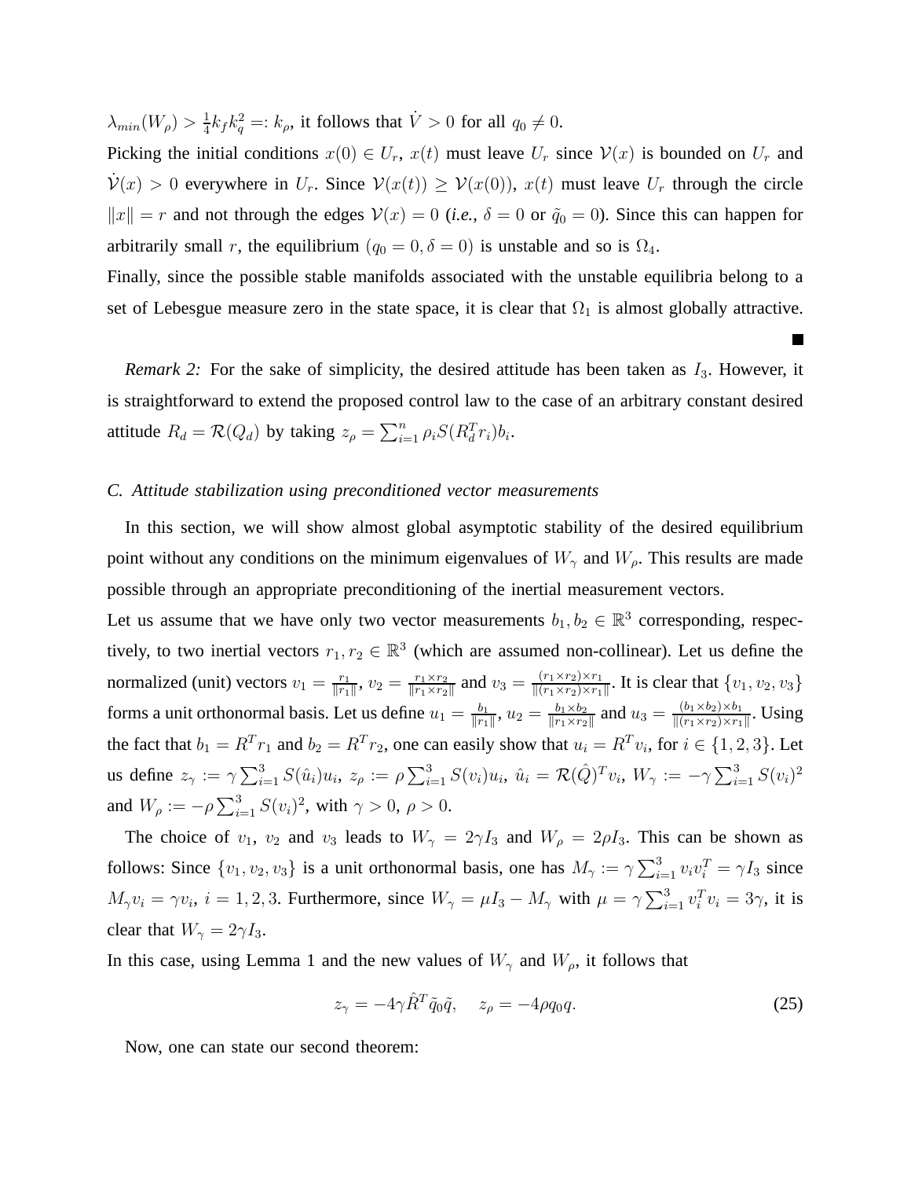$\lambda_{min}(W_\rho) > \frac{1}{4}k_f k_q^2 =: k_\rho$, it follows that $\dot{V} > 0$ for all $q_0 \neq 0$.

Picking the initial conditions $x(0) \in U_r$, $x(t)$ must leave $U_r$ since $\mathcal{V}(x)$ is bounded on $U_r$ and $\dot{\mathcal{V}}(x) > 0$ everywhere in $U_r$. Since $\mathcal{V}(x(t)) \geq \mathcal{V}(x(0))$, $x(t)$ must leave $U_r$ through the circle $\|x\| = r$ and not through the edges $\mathcal{V}(x) = 0$ (*i.e.,* $\delta = 0$ or $\tilde{q}_0 = 0$). Since this can happen for arbitrarily small $r$, the equilibrium $(q_0 = 0, \delta = 0)$ is unstable and so is $\Omega_4$.

Finally, since the possible stable manifolds associated with the unstable equilibria belong to a set of Lebesgue measure zero in the state space, it is clear that $\Omega_1$ is almost globally attractive.

■

*Remark 2:* For the sake of simplicity, the desired attitude has been taken as $I_3$. However, it is straightforward to extend the proposed control law to the case of an arbitrary constant desired attitude $R_d = \mathcal{R}(Q_d)$ by taking $z_\rho = \sum_{i=1}^{n} \rho_i S(R_d^T r_i) b_i$.

### C. Attitude stabilization using preconditioned vector measurements

In this section, we will show almost global asymptotic stability of the desired equilibrium point without any conditions on the minimum eigenvalues of $W_\gamma$ and $W_\rho$. This results are made possible through an appropriate preconditioning of the inertial measurement vectors.

Let us assume that we have only two vector measurements $b_1, b_2 \in \mathbb{R}^3$ corresponding, respectively, to two inertial vectors $r_1, r_2 \in \mathbb{R}^3$ (which are assumed non-collinear). Let us define the normalized (unit) vectors $v_1 = \frac{r_1}{\|r_1\|}$, $v_2 = \frac{r_1 \times r_2}{\|r_1 \times r_2\|}$ and $v_3 = \frac{(r_1 \times r_2) \times r_1}{\|(r_1 \times r_2) \times r_1\|}$. It is clear that $\{v_1, v_2, v_3\}$ forms a unit orthonormal basis. Let us define $u_1 = \frac{b_1}{\|r_1\|}$, $u_2 = \frac{b_1 \times b_2}{\|r_1 \times r_2\|}$ and $u_3 = \frac{(b_1 \times b_2) \times b_1}{\|(r_1 \times r_2) \times r_1\|}$. Using the fact that $b_1 = R^T r_1$ and $b_2 = R^T r_2$, one can easily show that $u_i = R^T v_i$, for $i \in \{1, 2, 3\}$. Let us define $z_\gamma := \gamma \sum_{i=1}^{3} S(\hat{u}_i) u_i$, $z_\rho := \rho \sum_{i=1}^{3} S(v_i) u_i$, $\hat{u}_i = \mathcal{R}(\hat{Q})^T v_i$, $W_\gamma := -\gamma \sum_{i=1}^{3} S(v_i)^2$ and $W_\rho := -\rho \sum_{i=1}^{3} S(v_i)^2$, with $\gamma > 0$, $\rho > 0$.

The choice of $v_1$, $v_2$ and $v_3$ leads to $W_\gamma = 2\gamma I_3$ and $W_\rho = 2\rho I_3$. This can be shown as follows: Since $\{v_1, v_2, v_3\}$ is a unit orthonormal basis, one has $M_\gamma := \gamma \sum_{i=1}^{3} v_i v_i^T = \gamma I_3$ since $M_\gamma v_i = \gamma v_i$, $i = 1, 2, 3$. Furthermore, since $W_\gamma = \mu I_3 - M_\gamma$ with $\mu = \gamma \sum_{i=1}^{3} v_i^T v_i = 3\gamma$, it is clear that $W_\gamma = 2\gamma I_3$.

In this case, using Lemma 1 and the new values of $W_\gamma$ and $W_\rho$, it follows that

$$z_\gamma = -4\gamma \hat{R}^T \tilde{q}_0 \tilde{q}, \quad z_\rho = -4\rho q_0 q. \tag{25}$$

Now, one can state our second theorem: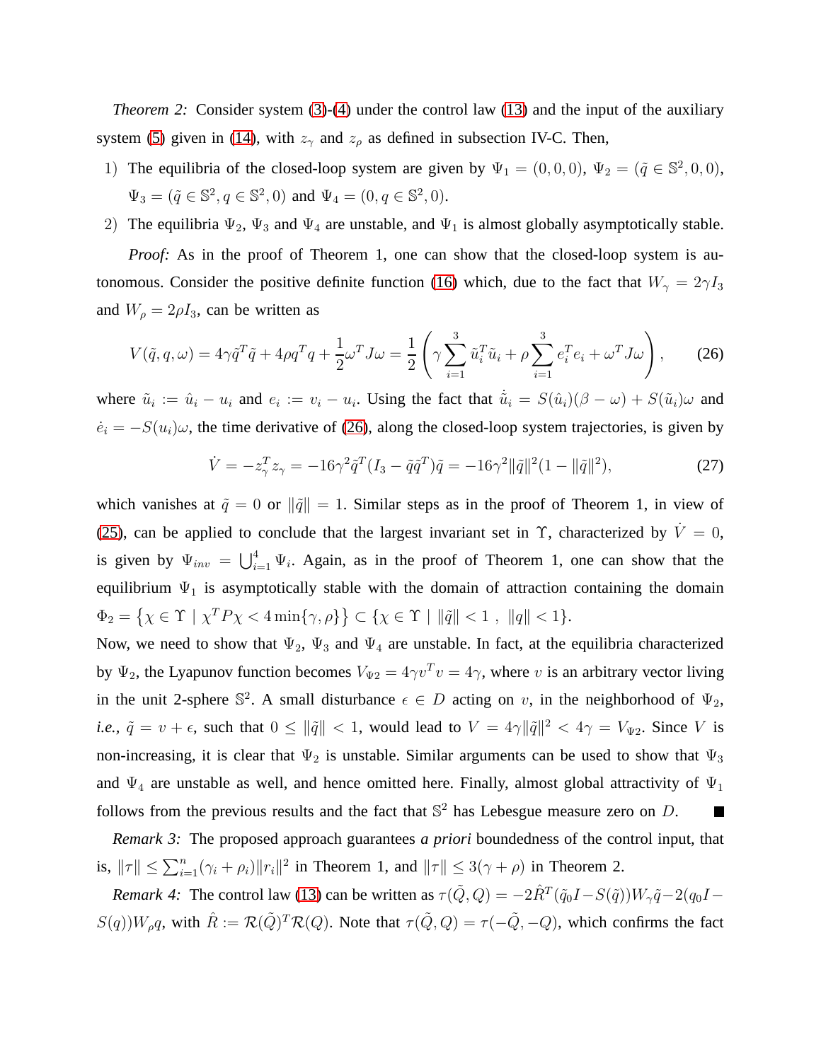*Theorem 2:* Consider system (3)-(4) under the control law (13) and the input of the auxiliary system (5) given in (14), with $z_\gamma$ and $z_\rho$ as defined in subsection IV-C. Then,

1) The equilibria of the closed-loop system are given by $\Psi_1 = (0, 0, 0)$, $\Psi_2 = (\tilde{q} \in \mathbb{S}^2, 0, 0)$, $\Psi_3 = (\tilde{q} \in \mathbb{S}^2, q \in \mathbb{S}^2, 0)$ and $\Psi_4 = (0, q \in \mathbb{S}^2, 0)$.

2) The equilibria $\Psi_2$, $\Psi_3$ and $\Psi_4$ are unstable, and $\Psi_1$ is almost globally asymptotically stable.

*Proof:* As in the proof of Theorem 1, one can show that the closed-loop system is autonomous. Consider the positive definite function (16) which, due to the fact that $W_\gamma = 2\gamma I_3$ and $W_\rho = 2\rho I_3$, can be written as

$$V(\tilde{q}, q, \omega) = 4\gamma \tilde{q}^T \tilde{q} + 4\rho q^T q + \frac{1}{2}\omega^T J \omega = \frac{1}{2}\left(\gamma \sum_{i=1}^{3} \tilde{u}_i^T \tilde{u}_i + \rho \sum_{i=1}^{3} e_i^T e_i + \omega^T J \omega\right), \tag{26}$$

where $\tilde{u}_i := \hat{u}_i - u_i$ and $e_i := v_i - u_i$. Using the fact that $\dot{\tilde{u}}_i = S(\hat{u}_i)(\beta - \omega) + S(\tilde{u}_i)\omega$ and $\dot{e}_i = -S(u_i)\omega$, the time derivative of (26), along the closed-loop system trajectories, is given by

$$\dot{V} = -z_\gamma^T z_\gamma = -16\gamma^2 \tilde{q}^T (I_3 - \tilde{q}\tilde{q}^T)\tilde{q} = -16\gamma^2 \|\tilde{q}\|^2 (1 - \|\tilde{q}\|^2), \tag{27}$$

which vanishes at $\tilde{q} = 0$ or $\|\tilde{q}\| = 1$. Similar steps as in the proof of Theorem 1, in view of (25), can be applied to conclude that the largest invariant set in $\Upsilon$, characterized by $\dot{V} = 0$, is given by $\Psi_{inv} = \bigcup_{i=1}^{4} \Psi_i$. Again, as in the proof of Theorem 1, one can show that the equilibrium $\Psi_1$ is asymptotically stable with the domain of attraction containing the domain $\Phi_2 = \{\chi \in \Upsilon \mid \chi^T P \chi < 4\min\{\gamma, \rho\}\} \subset \{\chi \in \Upsilon \mid \|\tilde{q}\| < 1\ ,\ \|q\| < 1\}$.
Now, we need to show that $\Psi_2$, $\Psi_3$ and $\Psi_4$ are unstable. In fact, at the equilibria characterized by $\Psi_2$, the Lyapunov function becomes $V_{\Psi 2} = 4\gamma v^T v = 4\gamma$, where $v$ is an arbitrary vector living in the unit 2-sphere $\mathbb{S}^2$. A small disturbance $\epsilon \in D$ acting on $v$, in the neighborhood of $\Psi_2$, *i.e.*, $\tilde{q} = v + \epsilon$, such that $0 \leq \|\tilde{q}\| < 1$, would lead to $V = 4\gamma\|\tilde{q}\|^2 < 4\gamma = V_{\Psi 2}$. Since $V$ is non-increasing, it is clear that $\Psi_2$ is unstable. Similar arguments can be used to show that $\Psi_3$ and $\Psi_4$ are unstable as well, and hence omitted here. Finally, almost global attractivity of $\Psi_1$ follows from the previous results and the fact that $\mathbb{S}^2$ has Lebesgue measure zero on $D$. ∎

*Remark 3:* The proposed approach guarantees *a priori* boundedness of the control input, that is, $\|\tau\| \leq \sum_{i=1}^{n}(\gamma_i + \rho_i)\|r_i\|^2$ in Theorem 1, and $\|\tau\| \leq 3(\gamma + \rho)$ in Theorem 2.

*Remark 4:* The control law (13) can be written as $\tau(\tilde{Q}, Q) = -2\hat{R}^T(\tilde{q}_0 I - S(\tilde{q}))W_\gamma \tilde{q} - 2(q_0 I - S(q))W_\rho q$, with $\hat{R} := \mathcal{R}(\tilde{Q})^T \mathcal{R}(Q)$. Note that $\tau(\tilde{Q}, Q) = \tau(-\tilde{Q}, -Q)$, which confirms the fact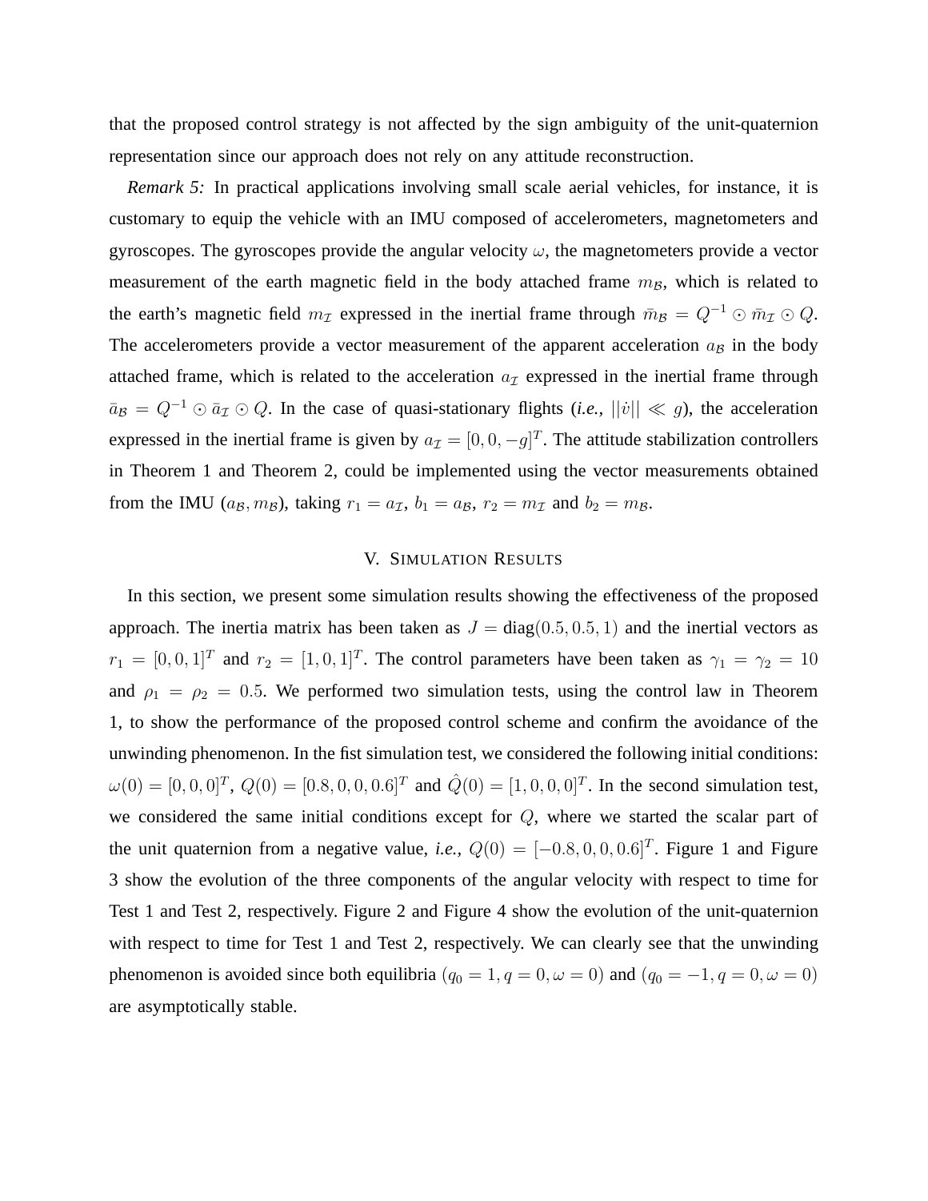that the proposed control strategy is not affected by the sign ambiguity of the unit-quaternion representation since our approach does not rely on any attitude reconstruction.

*Remark 5:* In practical applications involving small scale aerial vehicles, for instance, it is customary to equip the vehicle with an IMU composed of accelerometers, magnetometers and gyroscopes. The gyroscopes provide the angular velocity $\omega$, the magnetometers provide a vector measurement of the earth magnetic field in the body attached frame $m_{\mathcal{B}}$, which is related to the earth's magnetic field $m_{\mathcal{I}}$ expressed in the inertial frame through $\bar{m}_{\mathcal{B}} = Q^{-1} \odot \bar{m}_{\mathcal{I}} \odot Q$. The accelerometers provide a vector measurement of the apparent acceleration $a_{\mathcal{B}}$ in the body attached frame, which is related to the acceleration $a_{\mathcal{I}}$ expressed in the inertial frame through $\bar{a}_{\mathcal{B}} = Q^{-1} \odot \bar{a}_{\mathcal{I}} \odot Q$. In the case of quasi-stationary flights (*i.e.,* $||\dot{v}|| \ll g$), the acceleration expressed in the inertial frame is given by $a_{\mathcal{I}} = [0, 0, -g]^T$. The attitude stabilization controllers in Theorem 1 and Theorem 2, could be implemented using the vector measurements obtained from the IMU ($a_{\mathcal{B}}, m_{\mathcal{B}}$), taking $r_1 = a_{\mathcal{I}}$, $b_1 = a_{\mathcal{B}}$, $r_2 = m_{\mathcal{I}}$ and $b_2 = m_{\mathcal{B}}$.

## V. Simulation Results

In this section, we present some simulation results showing the effectiveness of the proposed approach. The inertia matrix has been taken as $J = \text{diag}(0.5, 0.5, 1)$ and the inertial vectors as $r_1 = [0, 0, 1]^T$ and $r_2 = [1, 0, 1]^T$. The control parameters have been taken as $\gamma_1 = \gamma_2 = 10$ and $\rho_1 = \rho_2 = 0.5$. We performed two simulation tests, using the control law in Theorem 1, to show the performance of the proposed control scheme and confirm the avoidance of the unwinding phenomenon. In the fist simulation test, we considered the following initial conditions: $\omega(0) = [0, 0, 0]^T$, $Q(0) = [0.8, 0, 0, 0.6]^T$ and $\hat{Q}(0) = [1, 0, 0, 0]^T$. In the second simulation test, we considered the same initial conditions except for $Q$, where we started the scalar part of the unit quaternion from a negative value, *i.e.,* $Q(0) = [-0.8, 0, 0, 0.6]^T$. Figure 1 and Figure 3 show the evolution of the three components of the angular velocity with respect to time for Test 1 and Test 2, respectively. Figure 2 and Figure 4 show the evolution of the unit-quaternion with respect to time for Test 1 and Test 2, respectively. We can clearly see that the unwinding phenomenon is avoided since both equilibria $(q_0 = 1, q = 0, \omega = 0)$ and $(q_0 = -1, q = 0, \omega = 0)$ are asymptotically stable.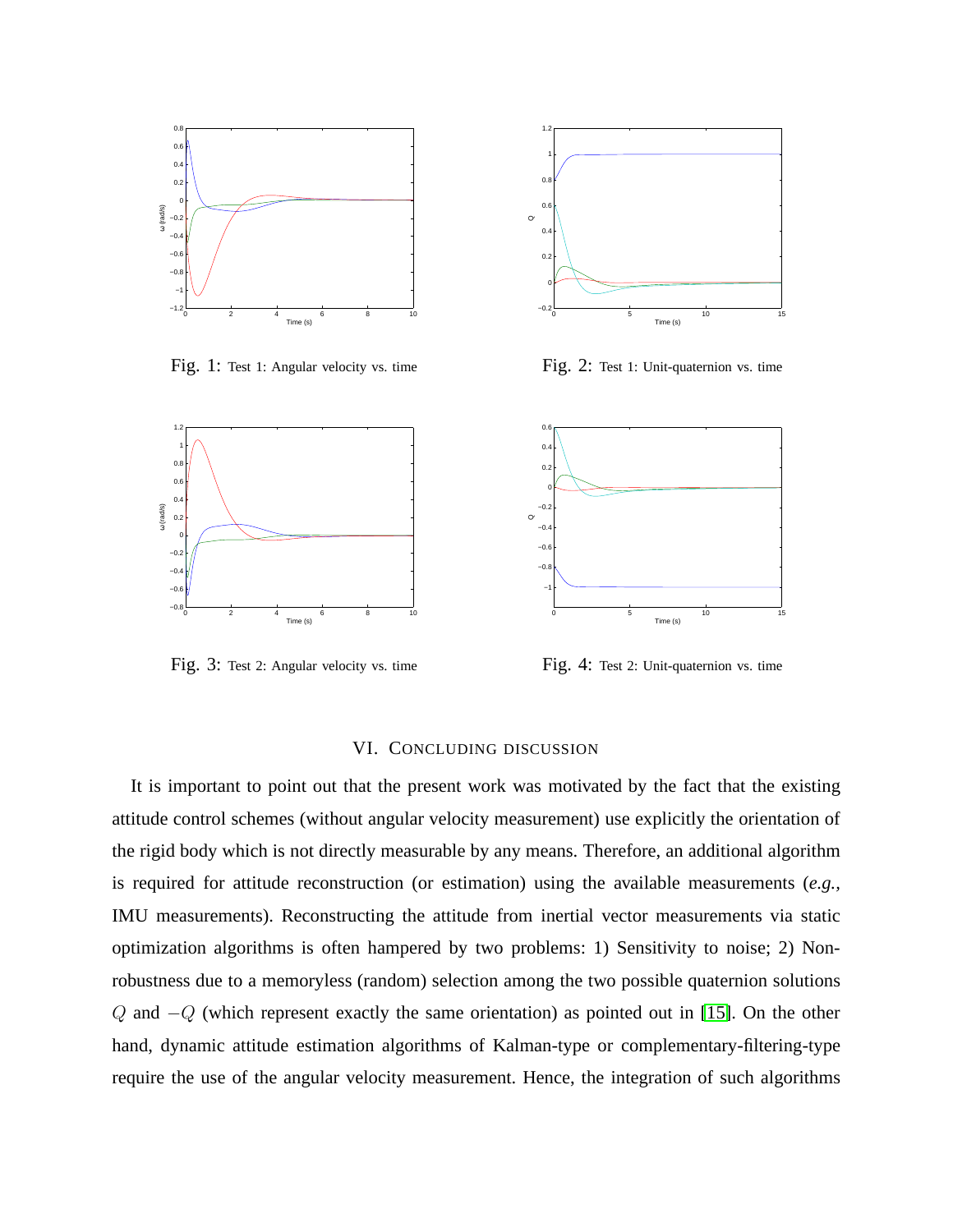Fig. 1: Test 1: Angular velocity vs. time

Fig. 2: Test 1: Unit-quaternion vs. time

Fig. 3: Test 2: Angular velocity vs. time

Fig. 4: Test 2: Unit-quaternion vs. time

## VI. Concluding discussion

It is important to point out that the present work was motivated by the fact that the existing attitude control schemes (without angular velocity measurement) use explicitly the orientation of the rigid body which is not directly measurable by any means. Therefore, an additional algorithm is required for attitude reconstruction (or estimation) using the available measurements (*e.g.*, IMU measurements). Reconstructing the attitude from inertial vector measurements via static optimization algorithms is often hampered by two problems: 1) Sensitivity to noise; 2) Non-robustness due to a memoryless (random) selection among the two possible quaternion solutions $Q$ and $-Q$ (which represent exactly the same orientation) as pointed out in [15]. On the other hand, dynamic attitude estimation algorithms of Kalman-type or complementary-filtering-type require the use of the angular velocity measurement. Hence, the integration of such algorithms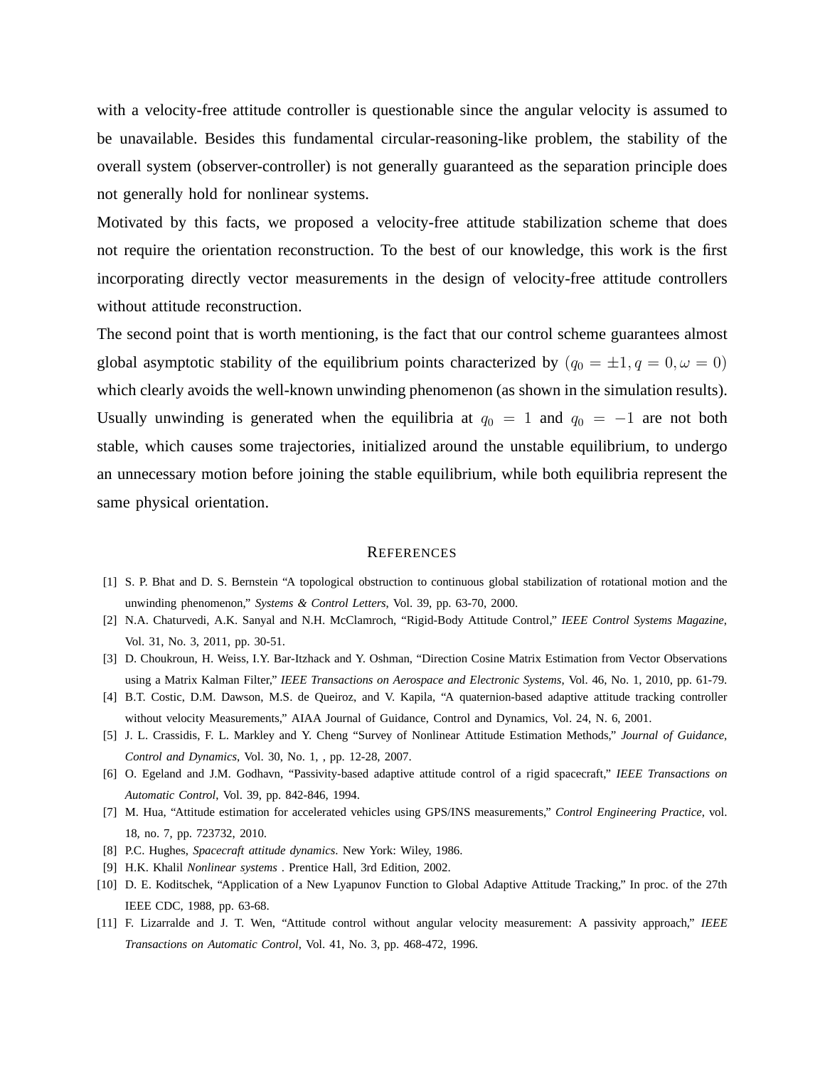with a velocity-free attitude controller is questionable since the angular velocity is assumed to be unavailable. Besides this fundamental circular-reasoning-like problem, the stability of the overall system (observer-controller) is not generally guaranteed as the separation principle does not generally hold for nonlinear systems.

Motivated by this facts, we proposed a velocity-free attitude stabilization scheme that does not require the orientation reconstruction. To the best of our knowledge, this work is the first incorporating directly vector measurements in the design of velocity-free attitude controllers without attitude reconstruction.

The second point that is worth mentioning, is the fact that our control scheme guarantees almost global asymptotic stability of the equilibrium points characterized by $(q_0 = \pm 1, q = 0, \omega = 0)$ which clearly avoids the well-known unwinding phenomenon (as shown in the simulation results). Usually unwinding is generated when the equilibria at $q_0 = 1$ and $q_0 = -1$ are not both stable, which causes some trajectories, initialized around the unstable equilibrium, to undergo an unnecessary motion before joining the stable equilibrium, while both equilibria represent the same physical orientation.

## REFERENCES

[1] S. P. Bhat and D. S. Bernstein "A topological obstruction to continuous global stabilization of rotational motion and the unwinding phenomenon," *Systems & Control Letters*, Vol. 39, pp. 63-70, 2000.

[2] N.A. Chaturvedi, A.K. Sanyal and N.H. McClamroch, "Rigid-Body Attitude Control," *IEEE Control Systems Magazine*, Vol. 31, No. 3, 2011, pp. 30-51.

[3] D. Choukroun, H. Weiss, I.Y. Bar-Itzhack and Y. Oshman, "Direction Cosine Matrix Estimation from Vector Observations using a Matrix Kalman Filter," *IEEE Transactions on Aerospace and Electronic Systems*, Vol. 46, No. 1, 2010, pp. 61-79.

[4] B.T. Costic, D.M. Dawson, M.S. de Queiroz, and V. Kapila, "A quaternion-based adaptive attitude tracking controller without velocity Measurements," AIAA Journal of Guidance, Control and Dynamics, Vol. 24, N. 6, 2001.

[5] J. L. Crassidis, F. L. Markley and Y. Cheng "Survey of Nonlinear Attitude Estimation Methods," *Journal of Guidance, Control and Dynamics*, Vol. 30, No. 1, , pp. 12-28, 2007.

[6] O. Egeland and J.M. Godhavn, "Passivity-based adaptive attitude control of a rigid spacecraft," *IEEE Transactions on Automatic Control*, Vol. 39, pp. 842-846, 1994.

[7] M. Hua, "Attitude estimation for accelerated vehicles using GPS/INS measurements," *Control Engineering Practice*, vol. 18, no. 7, pp. 723732, 2010.

[8] P.C. Hughes, *Spacecraft attitude dynamics*. New York: Wiley, 1986.

[9] H.K. Khalil *Nonlinear systems* . Prentice Hall, 3rd Edition, 2002.

[10] D. E. Koditschek, "Application of a New Lyapunov Function to Global Adaptive Attitude Tracking," In proc. of the 27th IEEE CDC, 1988, pp. 63-68.

[11] F. Lizarralde and J. T. Wen, "Attitude control without angular velocity measurement: A passivity approach," *IEEE Transactions on Automatic Control*, Vol. 41, No. 3, pp. 468-472, 1996.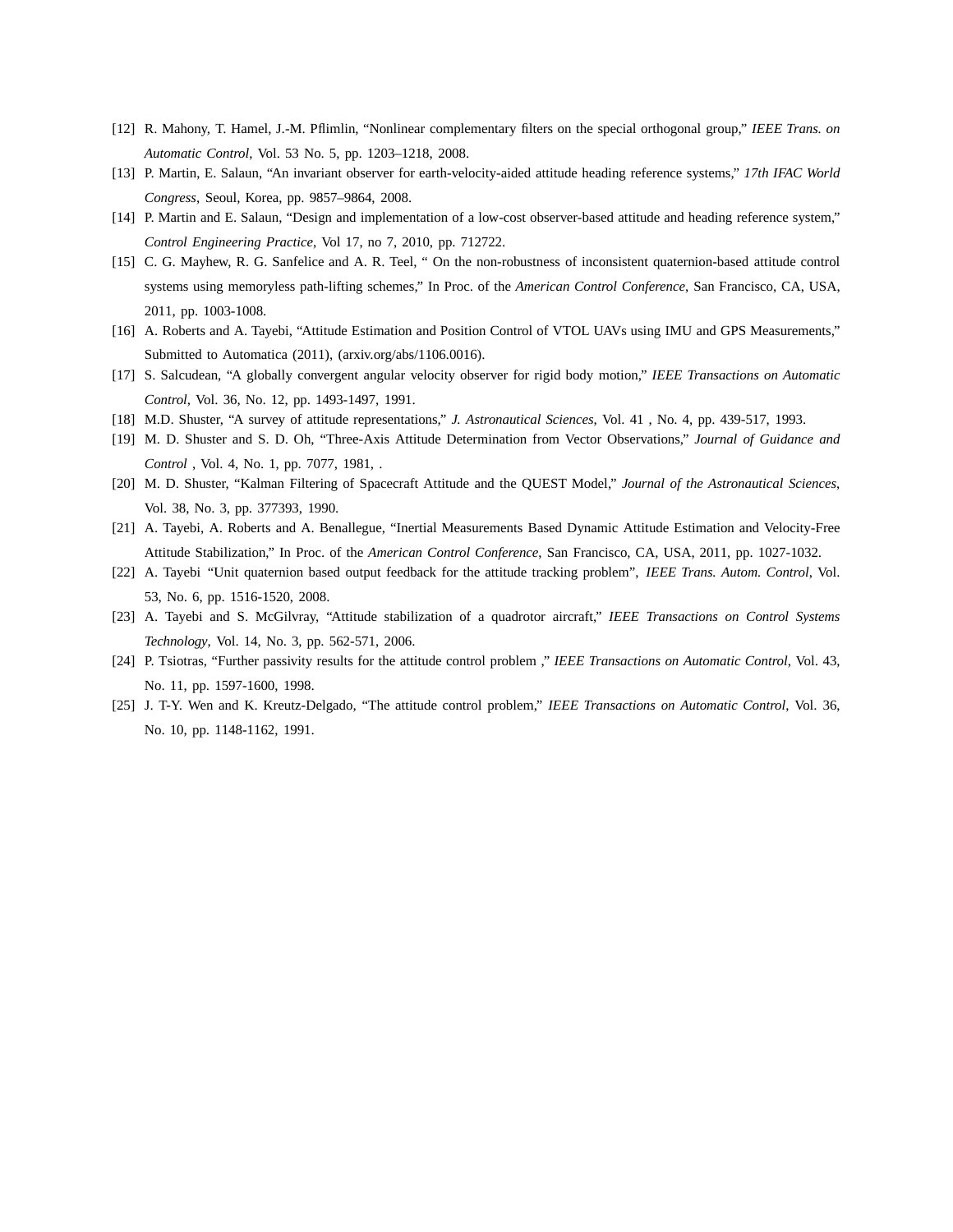[12] R. Mahony, T. Hamel, J.-M. Pflimlin, "Nonlinear complementary filters on the special orthogonal group," *IEEE Trans. on Automatic Control*, Vol. 53 No. 5, pp. 1203–1218, 2008.

[13] P. Martin, E. Salaun, "An invariant observer for earth-velocity-aided attitude heading reference systems," *17th IFAC World Congress*, Seoul, Korea, pp. 9857–9864, 2008.

[14] P. Martin and E. Salaun, "Design and implementation of a low-cost observer-based attitude and heading reference system," *Control Engineering Practice*, Vol 17, no 7, 2010, pp. 712722.

[15] C. G. Mayhew, R. G. Sanfelice and A. R. Teel, " On the non-robustness of inconsistent quaternion-based attitude control systems using memoryless path-lifting schemes," In Proc. of the *American Control Conference*, San Francisco, CA, USA, 2011, pp. 1003-1008.

[16] A. Roberts and A. Tayebi, "Attitude Estimation and Position Control of VTOL UAVs using IMU and GPS Measurements," Submitted to Automatica (2011), (arxiv.org/abs/1106.0016).

[17] S. Salcudean, "A globally convergent angular velocity observer for rigid body motion," *IEEE Transactions on Automatic Control*, Vol. 36, No. 12, pp. 1493-1497, 1991.

[18] M.D. Shuster, "A survey of attitude representations," *J. Astronautical Sciences*, Vol. 41 , No. 4, pp. 439-517, 1993.

[19] M. D. Shuster and S. D. Oh, "Three-Axis Attitude Determination from Vector Observations," *Journal of Guidance and Control* , Vol. 4, No. 1, pp. 7077, 1981, .

[20] M. D. Shuster, "Kalman Filtering of Spacecraft Attitude and the QUEST Model," *Journal of the Astronautical Sciences*, Vol. 38, No. 3, pp. 377393, 1990.

[21] A. Tayebi, A. Roberts and A. Benallegue, "Inertial Measurements Based Dynamic Attitude Estimation and Velocity-Free Attitude Stabilization," In Proc. of the *American Control Conference*, San Francisco, CA, USA, 2011, pp. 1027-1032.

[22] A. Tayebi "Unit quaternion based output feedback for the attitude tracking problem", *IEEE Trans. Autom. Control*, Vol. 53, No. 6, pp. 1516-1520, 2008.

[23] A. Tayebi and S. McGilvray, "Attitude stabilization of a quadrotor aircraft," *IEEE Transactions on Control Systems Technology*, Vol. 14, No. 3, pp. 562-571, 2006.

[24] P. Tsiotras, "Further passivity results for the attitude control problem ," *IEEE Transactions on Automatic Control*, Vol. 43, No. 11, pp. 1597-1600, 1998.

[25] J. T-Y. Wen and K. Kreutz-Delgado, "The attitude control problem," *IEEE Transactions on Automatic Control*, Vol. 36, No. 10, pp. 1148-1162, 1991.